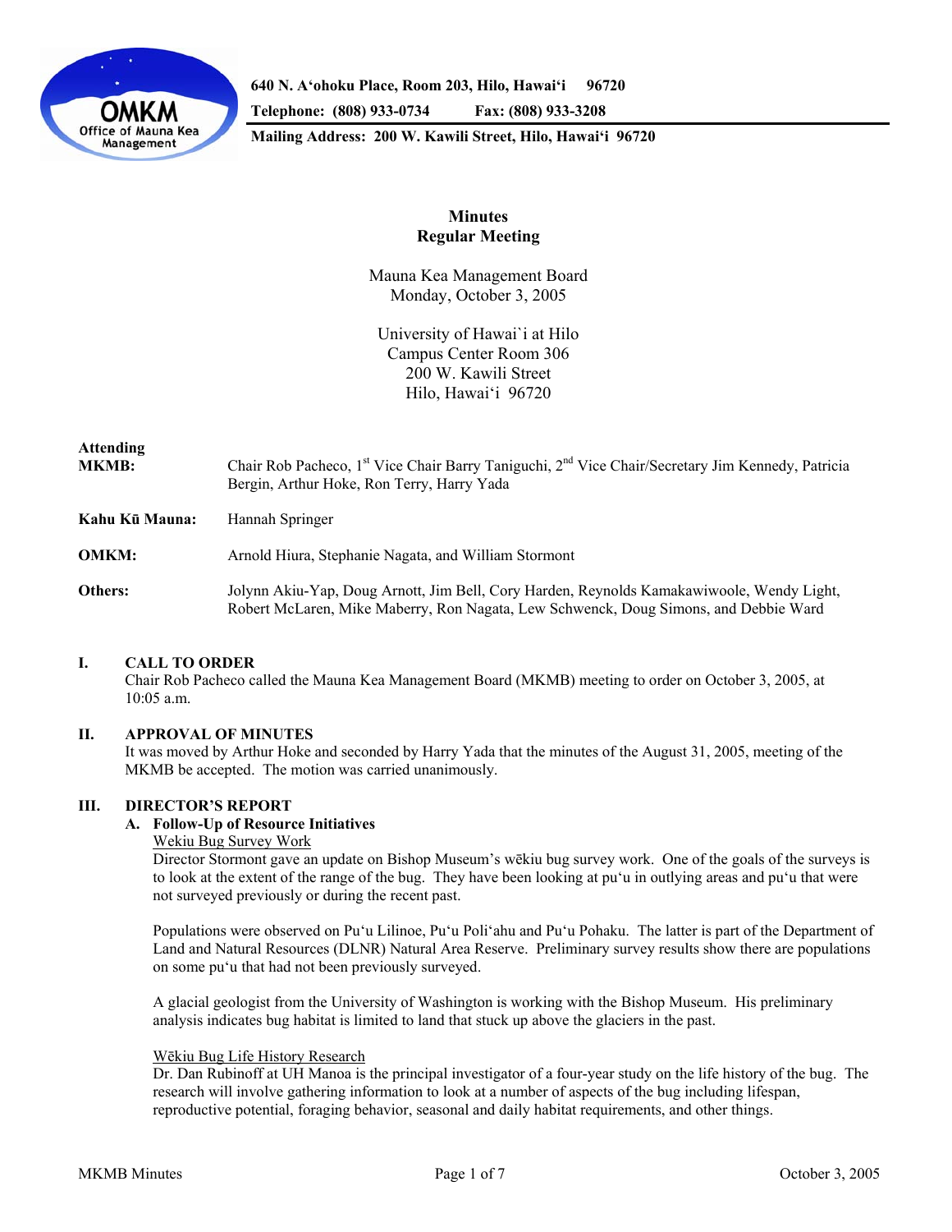640 N. A'ohoku Place, Room 203, Hilo, Hawai'i 96720
Telephone: (808) 933-0734 Fax: (808) 933-3208
Mailing Address: 200 W. Kawili Street, Hilo, Hawai'i 96720

# Minutes
## Regular Meeting

Mauna Kea Management Board
Monday, October 3, 2005

University of Hawai`i at Hilo
Campus Center Room 306
200 W. Kawili Street
Hilo, Hawai'i 96720

**Attending**
**MKMB:** Chair Rob Pacheco, 1st Vice Chair Barry Taniguchi, 2nd Vice Chair/Secretary Jim Kennedy, Patricia Bergin, Arthur Hoke, Ron Terry, Harry Yada

**Kahu Kū Mauna:** Hannah Springer

**OMKM:** Arnold Hiura, Stephanie Nagata, and William Stormont

**Others:** Jolynn Akiu-Yap, Doug Arnott, Jim Bell, Cory Harden, Reynolds Kamakawiwoole, Wendy Light, Robert McLaren, Mike Maberry, Ron Nagata, Lew Schwenck, Doug Simons, and Debbie Ward

## I. CALL TO ORDER

Chair Rob Pacheco called the Mauna Kea Management Board (MKMB) meeting to order on October 3, 2005, at 10:05 a.m.

## II. APPROVAL OF MINUTES

It was moved by Arthur Hoke and seconded by Harry Yada that the minutes of the August 31, 2005, meeting of the MKMB be accepted. The motion was carried unanimously.

## III. DIRECTOR'S REPORT

### A. Follow-Up of Resource Initiatives

Wekiu Bug Survey Work

Director Stormont gave an update on Bishop Museum's wēkiu bug survey work. One of the goals of the surveys is to look at the extent of the range of the bug. They have been looking at pu'u in outlying areas and pu'u that were not surveyed previously or during the recent past.

Populations were observed on Pu'u Lilinoe, Pu'u Poli'ahu and Pu'u Pohaku. The latter is part of the Department of Land and Natural Resources (DLNR) Natural Area Reserve. Preliminary survey results show there are populations on some pu'u that had not been previously surveyed.

A glacial geologist from the University of Washington is working with the Bishop Museum. His preliminary analysis indicates bug habitat is limited to land that stuck up above the glaciers in the past.

Wēkiu Bug Life History Research

Dr. Dan Rubinoff at UH Manoa is the principal investigator of a four-year study on the life history of the bug. The research will involve gathering information to look at a number of aspects of the bug including lifespan, reproductive potential, foraging behavior, seasonal and daily habitat requirements, and other things.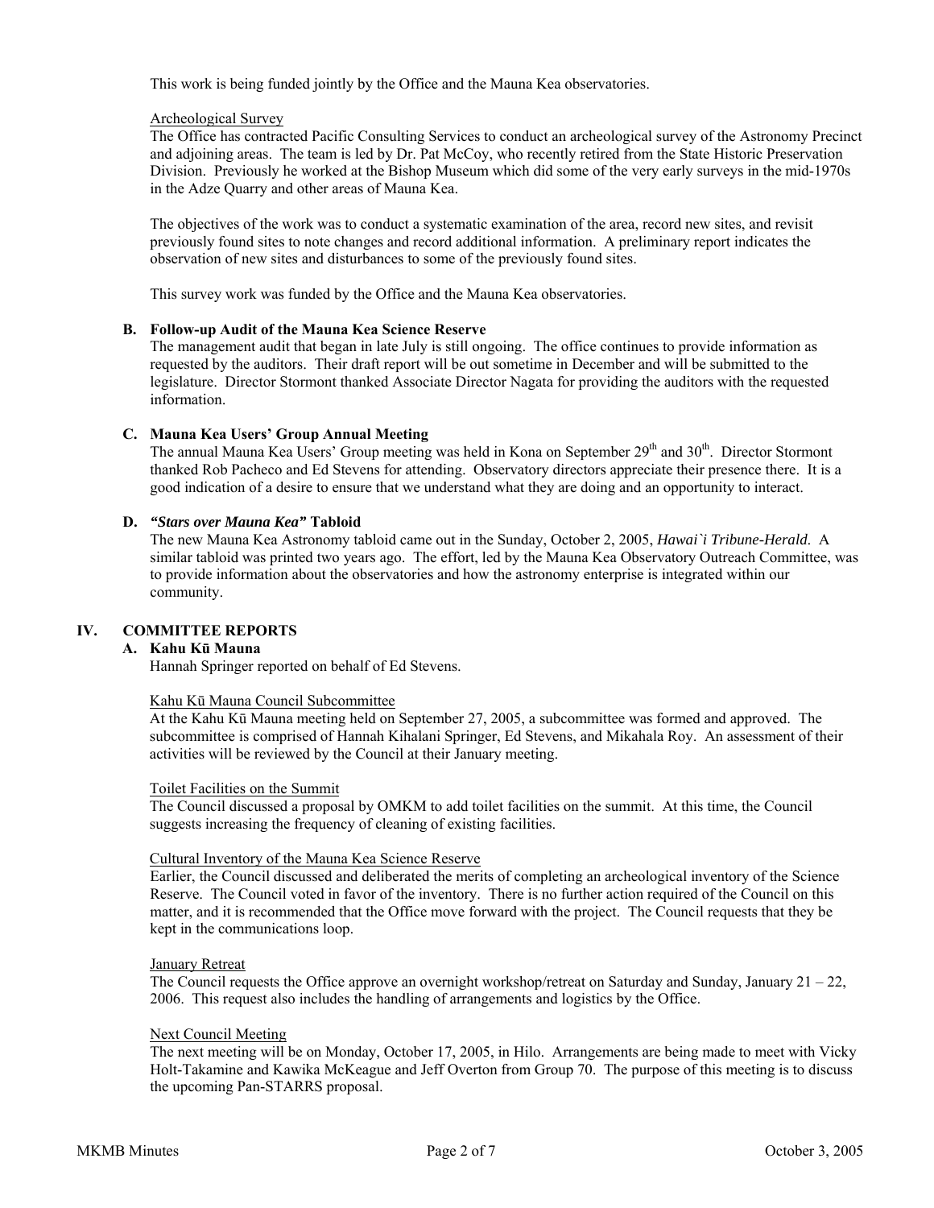This work is being funded jointly by the Office and the Mauna Kea observatories.

Archeological Survey

The Office has contracted Pacific Consulting Services to conduct an archeological survey of the Astronomy Precinct and adjoining areas. The team is led by Dr. Pat McCoy, who recently retired from the State Historic Preservation Division. Previously he worked at the Bishop Museum which did some of the very early surveys in the mid-1970s in the Adze Quarry and other areas of Mauna Kea.

The objectives of the work was to conduct a systematic examination of the area, record new sites, and revisit previously found sites to note changes and record additional information. A preliminary report indicates the observation of new sites and disturbances to some of the previously found sites.

This survey work was funded by the Office and the Mauna Kea observatories.

### B. Follow-up Audit of the Mauna Kea Science Reserve

The management audit that began in late July is still ongoing. The office continues to provide information as requested by the auditors. Their draft report will be out sometime in December and will be submitted to the legislature. Director Stormont thanked Associate Director Nagata for providing the auditors with the requested information.

### C. Mauna Kea Users' Group Annual Meeting

The annual Mauna Kea Users' Group meeting was held in Kona on September 29th and 30th. Director Stormont thanked Rob Pacheco and Ed Stevens for attending. Observatory directors appreciate their presence there. It is a good indication of a desire to ensure that we understand what they are doing and an opportunity to interact.

### D. *"Stars over Mauna Kea"* Tabloid

The new Mauna Kea Astronomy tabloid came out in the Sunday, October 2, 2005, *Hawai`i Tribune-Herald*. A similar tabloid was printed two years ago. The effort, led by the Mauna Kea Observatory Outreach Committee, was to provide information about the observatories and how the astronomy enterprise is integrated within our community.

## IV. COMMITTEE REPORTS

### A. Kahu Kū Mauna

Hannah Springer reported on behalf of Ed Stevens.

Kahu Kū Mauna Council Subcommittee

At the Kahu Kū Mauna meeting held on September 27, 2005, a subcommittee was formed and approved. The subcommittee is comprised of Hannah Kihalani Springer, Ed Stevens, and Mikahala Roy. An assessment of their activities will be reviewed by the Council at their January meeting.

Toilet Facilities on the Summit

The Council discussed a proposal by OMKM to add toilet facilities on the summit. At this time, the Council suggests increasing the frequency of cleaning of existing facilities.

Cultural Inventory of the Mauna Kea Science Reserve

Earlier, the Council discussed and deliberated the merits of completing an archeological inventory of the Science Reserve. The Council voted in favor of the inventory. There is no further action required of the Council on this matter, and it is recommended that the Office move forward with the project. The Council requests that they be kept in the communications loop.

January Retreat

The Council requests the Office approve an overnight workshop/retreat on Saturday and Sunday, January 21 – 22, 2006. This request also includes the handling of arrangements and logistics by the Office.

Next Council Meeting

The next meeting will be on Monday, October 17, 2005, in Hilo. Arrangements are being made to meet with Vicky Holt-Takamine and Kawika McKeague and Jeff Overton from Group 70. The purpose of this meeting is to discuss the upcoming Pan-STARRS proposal.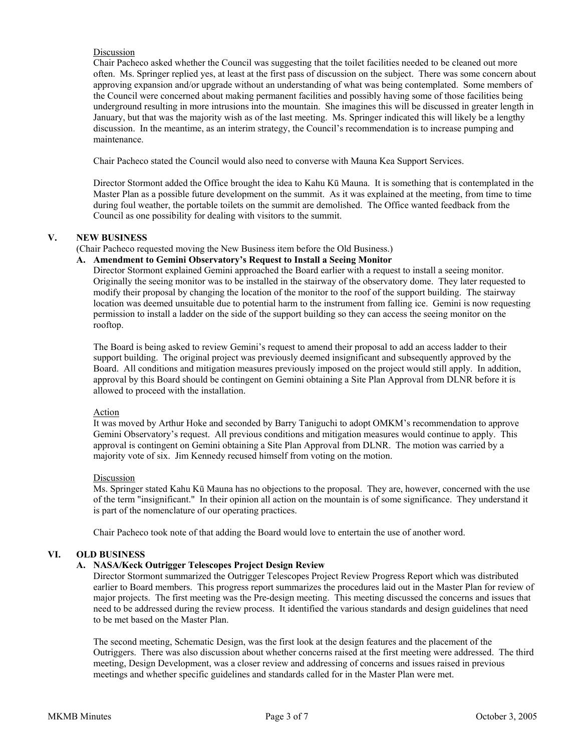Discussion

Chair Pacheco asked whether the Council was suggesting that the toilet facilities needed to be cleaned out more often. Ms. Springer replied yes, at least at the first pass of discussion on the subject. There was some concern about approving expansion and/or upgrade without an understanding of what was being contemplated. Some members of the Council were concerned about making permanent facilities and possibly having some of those facilities being underground resulting in more intrusions into the mountain. She imagines this will be discussed in greater length in January, but that was the majority wish as of the last meeting. Ms. Springer indicated this will likely be a lengthy discussion. In the meantime, as an interim strategy, the Council's recommendation is to increase pumping and maintenance.

Chair Pacheco stated the Council would also need to converse with Mauna Kea Support Services.

Director Stormont added the Office brought the idea to Kahu Kū Mauna. It is something that is contemplated in the Master Plan as a possible future development on the summit. As it was explained at the meeting, from time to time during foul weather, the portable toilets on the summit are demolished. The Office wanted feedback from the Council as one possibility for dealing with visitors to the summit.

## V. NEW BUSINESS

(Chair Pacheco requested moving the New Business item before the Old Business.)

### A. Amendment to Gemini Observatory's Request to Install a Seeing Monitor

Director Stormont explained Gemini approached the Board earlier with a request to install a seeing monitor. Originally the seeing monitor was to be installed in the stairway of the observatory dome. They later requested to modify their proposal by changing the location of the monitor to the roof of the support building. The stairway location was deemed unsuitable due to potential harm to the instrument from falling ice. Gemini is now requesting permission to install a ladder on the side of the support building so they can access the seeing monitor on the rooftop.

The Board is being asked to review Gemini's request to amend their proposal to add an access ladder to their support building. The original project was previously deemed insignificant and subsequently approved by the Board. All conditions and mitigation measures previously imposed on the project would still apply. In addition, approval by this Board should be contingent on Gemini obtaining a Site Plan Approval from DLNR before it is allowed to proceed with the installation.

Action

It was moved by Arthur Hoke and seconded by Barry Taniguchi to adopt OMKM's recommendation to approve Gemini Observatory's request. All previous conditions and mitigation measures would continue to apply. This approval is contingent on Gemini obtaining a Site Plan Approval from DLNR. The motion was carried by a majority vote of six. Jim Kennedy recused himself from voting on the motion.

Discussion

Ms. Springer stated Kahu Kū Mauna has no objections to the proposal. They are, however, concerned with the use of the term "insignificant." In their opinion all action on the mountain is of some significance. They understand it is part of the nomenclature of our operating practices.

Chair Pacheco took note of that adding the Board would love to entertain the use of another word.

## VI. OLD BUSINESS

### A. NASA/Keck Outrigger Telescopes Project Design Review

Director Stormont summarized the Outrigger Telescopes Project Review Progress Report which was distributed earlier to Board members. This progress report summarizes the procedures laid out in the Master Plan for review of major projects. The first meeting was the Pre-design meeting. This meeting discussed the concerns and issues that need to be addressed during the review process. It identified the various standards and design guidelines that need to be met based on the Master Plan.

The second meeting, Schematic Design, was the first look at the design features and the placement of the Outriggers. There was also discussion about whether concerns raised at the first meeting were addressed. The third meeting, Design Development, was a closer review and addressing of concerns and issues raised in previous meetings and whether specific guidelines and standards called for in the Master Plan were met.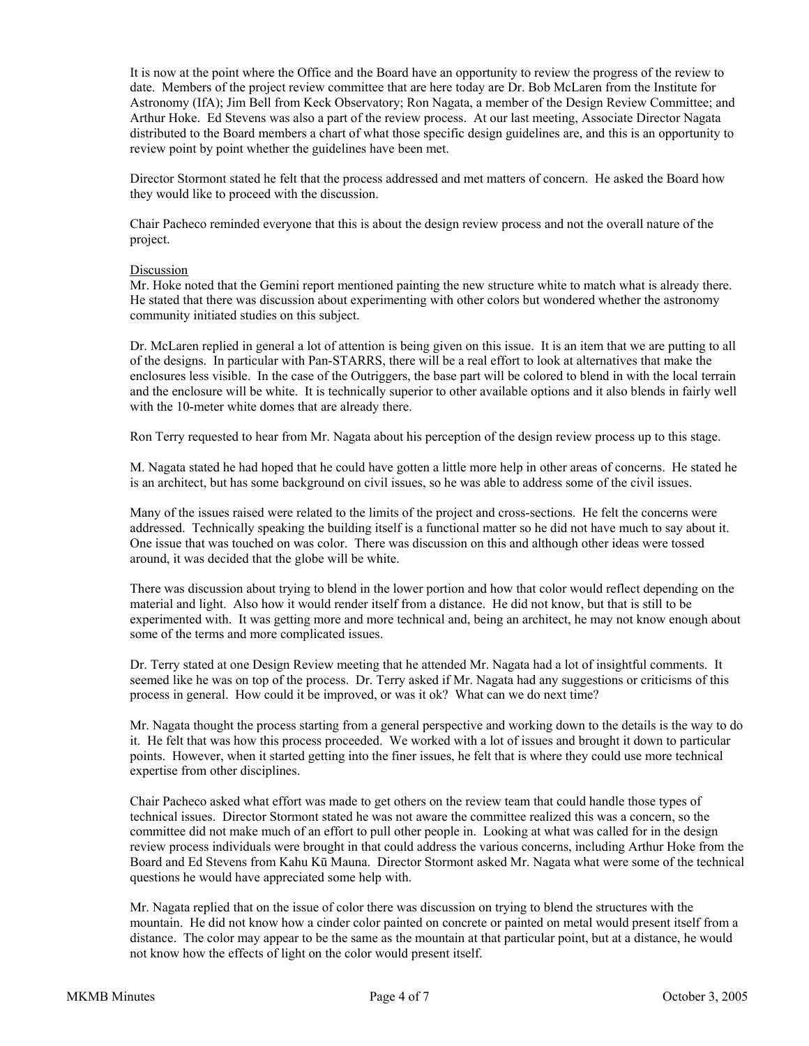It is now at the point where the Office and the Board have an opportunity to review the progress of the review to date. Members of the project review committee that are here today are Dr. Bob McLaren from the Institute for Astronomy (IfA); Jim Bell from Keck Observatory; Ron Nagata, a member of the Design Review Committee; and Arthur Hoke. Ed Stevens was also a part of the review process. At our last meeting, Associate Director Nagata distributed to the Board members a chart of what those specific design guidelines are, and this is an opportunity to review point by point whether the guidelines have been met.

Director Stormont stated he felt that the process addressed and met matters of concern. He asked the Board how they would like to proceed with the discussion.

Chair Pacheco reminded everyone that this is about the design review process and not the overall nature of the project.

Discussion

Mr. Hoke noted that the Gemini report mentioned painting the new structure white to match what is already there. He stated that there was discussion about experimenting with other colors but wondered whether the astronomy community initiated studies on this subject.

Dr. McLaren replied in general a lot of attention is being given on this issue. It is an item that we are putting to all of the designs. In particular with Pan-STARRS, there will be a real effort to look at alternatives that make the enclosures less visible. In the case of the Outriggers, the base part will be colored to blend in with the local terrain and the enclosure will be white. It is technically superior to other available options and it also blends in fairly well with the 10-meter white domes that are already there.

Ron Terry requested to hear from Mr. Nagata about his perception of the design review process up to this stage.

M. Nagata stated he had hoped that he could have gotten a little more help in other areas of concerns. He stated he is an architect, but has some background on civil issues, so he was able to address some of the civil issues.

Many of the issues raised were related to the limits of the project and cross-sections. He felt the concerns were addressed. Technically speaking the building itself is a functional matter so he did not have much to say about it. One issue that was touched on was color. There was discussion on this and although other ideas were tossed around, it was decided that the globe will be white.

There was discussion about trying to blend in the lower portion and how that color would reflect depending on the material and light. Also how it would render itself from a distance. He did not know, but that is still to be experimented with. It was getting more and more technical and, being an architect, he may not know enough about some of the terms and more complicated issues.

Dr. Terry stated at one Design Review meeting that he attended Mr. Nagata had a lot of insightful comments. It seemed like he was on top of the process. Dr. Terry asked if Mr. Nagata had any suggestions or criticisms of this process in general. How could it be improved, or was it ok? What can we do next time?

Mr. Nagata thought the process starting from a general perspective and working down to the details is the way to do it. He felt that was how this process proceeded. We worked with a lot of issues and brought it down to particular points. However, when it started getting into the finer issues, he felt that is where they could use more technical expertise from other disciplines.

Chair Pacheco asked what effort was made to get others on the review team that could handle those types of technical issues. Director Stormont stated he was not aware the committee realized this was a concern, so the committee did not make much of an effort to pull other people in. Looking at what was called for in the design review process individuals were brought in that could address the various concerns, including Arthur Hoke from the Board and Ed Stevens from Kahu Kū Mauna. Director Stormont asked Mr. Nagata what were some of the technical questions he would have appreciated some help with.

Mr. Nagata replied that on the issue of color there was discussion on trying to blend the structures with the mountain. He did not know how a cinder color painted on concrete or painted on metal would present itself from a distance. The color may appear to be the same as the mountain at that particular point, but at a distance, he would not know how the effects of light on the color would present itself.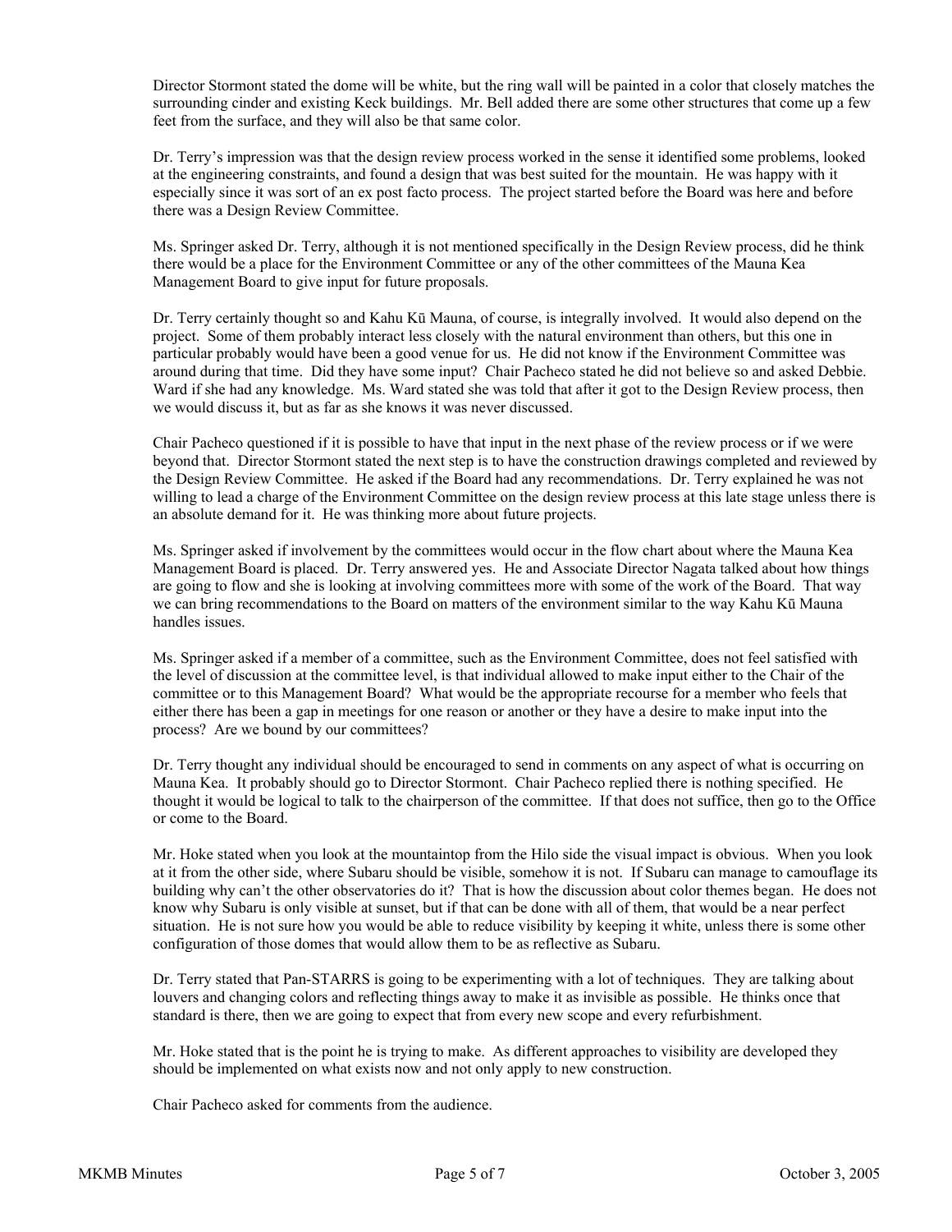Director Stormont stated the dome will be white, but the ring wall will be painted in a color that closely matches the surrounding cinder and existing Keck buildings. Mr. Bell added there are some other structures that come up a few feet from the surface, and they will also be that same color.

Dr. Terry's impression was that the design review process worked in the sense it identified some problems, looked at the engineering constraints, and found a design that was best suited for the mountain. He was happy with it especially since it was sort of an ex post facto process. The project started before the Board was here and before there was a Design Review Committee.

Ms. Springer asked Dr. Terry, although it is not mentioned specifically in the Design Review process, did he think there would be a place for the Environment Committee or any of the other committees of the Mauna Kea Management Board to give input for future proposals.

Dr. Terry certainly thought so and Kahu Kū Mauna, of course, is integrally involved. It would also depend on the project. Some of them probably interact less closely with the natural environment than others, but this one in particular probably would have been a good venue for us. He did not know if the Environment Committee was around during that time. Did they have some input? Chair Pacheco stated he did not believe so and asked Debbie. Ward if she had any knowledge. Ms. Ward stated she was told that after it got to the Design Review process, then we would discuss it, but as far as she knows it was never discussed.

Chair Pacheco questioned if it is possible to have that input in the next phase of the review process or if we were beyond that. Director Stormont stated the next step is to have the construction drawings completed and reviewed by the Design Review Committee. He asked if the Board had any recommendations. Dr. Terry explained he was not willing to lead a charge of the Environment Committee on the design review process at this late stage unless there is an absolute demand for it. He was thinking more about future projects.

Ms. Springer asked if involvement by the committees would occur in the flow chart about where the Mauna Kea Management Board is placed. Dr. Terry answered yes. He and Associate Director Nagata talked about how things are going to flow and she is looking at involving committees more with some of the work of the Board. That way we can bring recommendations to the Board on matters of the environment similar to the way Kahu Kū Mauna handles issues.

Ms. Springer asked if a member of a committee, such as the Environment Committee, does not feel satisfied with the level of discussion at the committee level, is that individual allowed to make input either to the Chair of the committee or to this Management Board? What would be the appropriate recourse for a member who feels that either there has been a gap in meetings for one reason or another or they have a desire to make input into the process? Are we bound by our committees?

Dr. Terry thought any individual should be encouraged to send in comments on any aspect of what is occurring on Mauna Kea. It probably should go to Director Stormont. Chair Pacheco replied there is nothing specified. He thought it would be logical to talk to the chairperson of the committee. If that does not suffice, then go to the Office or come to the Board.

Mr. Hoke stated when you look at the mountaintop from the Hilo side the visual impact is obvious. When you look at it from the other side, where Subaru should be visible, somehow it is not. If Subaru can manage to camouflage its building why can't the other observatories do it? That is how the discussion about color themes began. He does not know why Subaru is only visible at sunset, but if that can be done with all of them, that would be a near perfect situation. He is not sure how you would be able to reduce visibility by keeping it white, unless there is some other configuration of those domes that would allow them to be as reflective as Subaru.

Dr. Terry stated that Pan-STARRS is going to be experimenting with a lot of techniques. They are talking about louvers and changing colors and reflecting things away to make it as invisible as possible. He thinks once that standard is there, then we are going to expect that from every new scope and every refurbishment.

Mr. Hoke stated that is the point he is trying to make. As different approaches to visibility are developed they should be implemented on what exists now and not only apply to new construction.

Chair Pacheco asked for comments from the audience.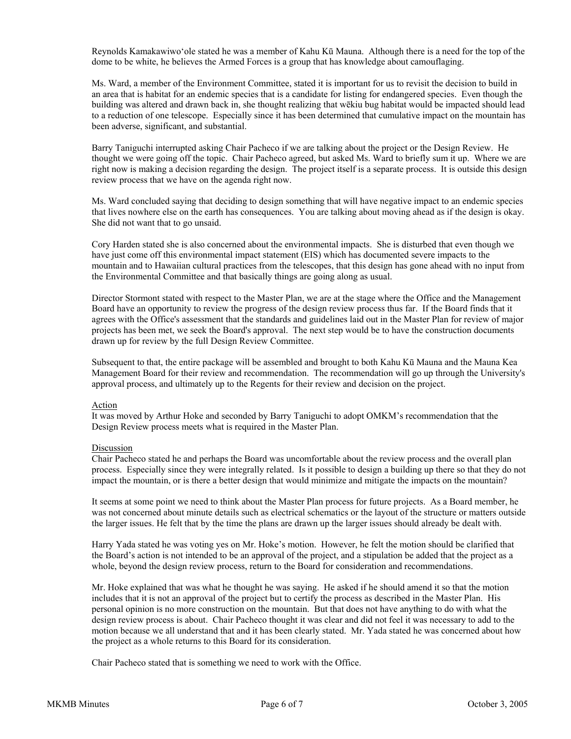Reynolds Kamakawiwoʻole stated he was a member of Kahu Kū Mauna. Although there is a need for the top of the dome to be white, he believes the Armed Forces is a group that has knowledge about camouflaging.

Ms. Ward, a member of the Environment Committee, stated it is important for us to revisit the decision to build in an area that is habitat for an endemic species that is a candidate for listing for endangered species. Even though the building was altered and drawn back in, she thought realizing that wēkiu bug habitat would be impacted should lead to a reduction of one telescope. Especially since it has been determined that cumulative impact on the mountain has been adverse, significant, and substantial.

Barry Taniguchi interrupted asking Chair Pacheco if we are talking about the project or the Design Review. He thought we were going off the topic. Chair Pacheco agreed, but asked Ms. Ward to briefly sum it up. Where we are right now is making a decision regarding the design. The project itself is a separate process. It is outside this design review process that we have on the agenda right now.

Ms. Ward concluded saying that deciding to design something that will have negative impact to an endemic species that lives nowhere else on the earth has consequences. You are talking about moving ahead as if the design is okay. She did not want that to go unsaid.

Cory Harden stated she is also concerned about the environmental impacts. She is disturbed that even though we have just come off this environmental impact statement (EIS) which has documented severe impacts to the mountain and to Hawaiian cultural practices from the telescopes, that this design has gone ahead with no input from the Environmental Committee and that basically things are going along as usual.

Director Stormont stated with respect to the Master Plan, we are at the stage where the Office and the Management Board have an opportunity to review the progress of the design review process thus far. If the Board finds that it agrees with the Office's assessment that the standards and guidelines laid out in the Master Plan for review of major projects has been met, we seek the Board's approval. The next step would be to have the construction documents drawn up for review by the full Design Review Committee.

Subsequent to that, the entire package will be assembled and brought to both Kahu Kū Mauna and the Mauna Kea Management Board for their review and recommendation. The recommendation will go up through the University's approval process, and ultimately up to the Regents for their review and decision on the project.

Action

It was moved by Arthur Hoke and seconded by Barry Taniguchi to adopt OMKM's recommendation that the Design Review process meets what is required in the Master Plan.

Discussion

Chair Pacheco stated he and perhaps the Board was uncomfortable about the review process and the overall plan process. Especially since they were integrally related. Is it possible to design a building up there so that they do not impact the mountain, or is there a better design that would minimize and mitigate the impacts on the mountain?

It seems at some point we need to think about the Master Plan process for future projects. As a Board member, he was not concerned about minute details such as electrical schematics or the layout of the structure or matters outside the larger issues. He felt that by the time the plans are drawn up the larger issues should already be dealt with.

Harry Yada stated he was voting yes on Mr. Hoke's motion. However, he felt the motion should be clarified that the Board's action is not intended to be an approval of the project, and a stipulation be added that the project as a whole, beyond the design review process, return to the Board for consideration and recommendations.

Mr. Hoke explained that was what he thought he was saying. He asked if he should amend it so that the motion includes that it is not an approval of the project but to certify the process as described in the Master Plan. His personal opinion is no more construction on the mountain. But that does not have anything to do with what the design review process is about. Chair Pacheco thought it was clear and did not feel it was necessary to add to the motion because we all understand that and it has been clearly stated. Mr. Yada stated he was concerned about how the project as a whole returns to this Board for its consideration.

Chair Pacheco stated that is something we need to work with the Office.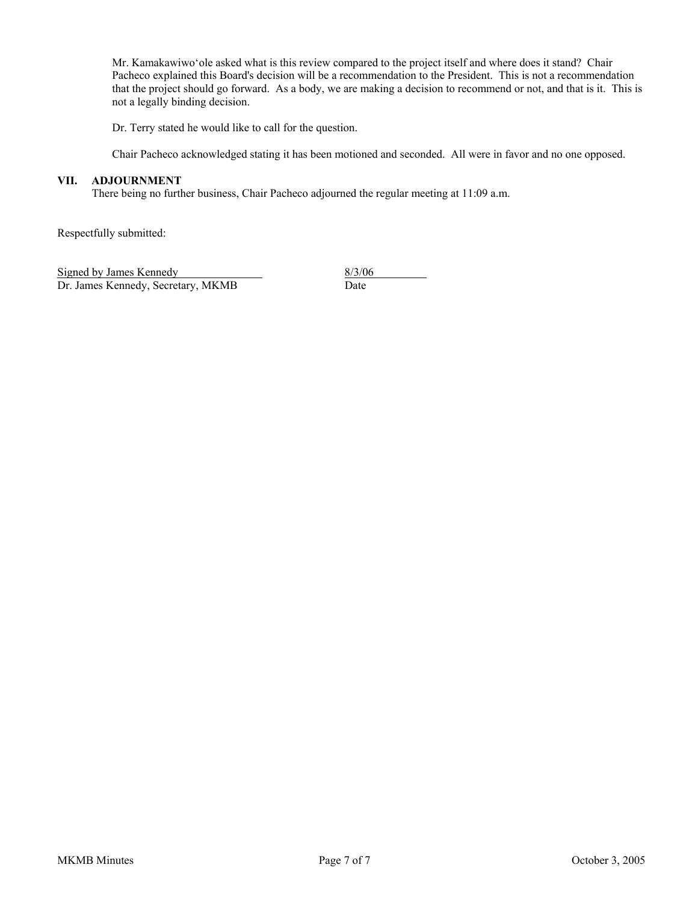Mr. Kamakawiwo'ole asked what is this review compared to the project itself and where does it stand? Chair Pacheco explained this Board's decision will be a recommendation to the President. This is not a recommendation that the project should go forward. As a body, we are making a decision to recommend or not, and that is it. This is not a legally binding decision.

Dr. Terry stated he would like to call for the question.

Chair Pacheco acknowledged stating it has been motioned and seconded. All were in favor and no one opposed.

## VII. ADJOURNMENT

There being no further business, Chair Pacheco adjourned the regular meeting at 11:09 a.m.

Respectfully submitted:

Signed by James Kennedy — 8/3/06

Dr. James Kennedy, Secretary, MKMB — Date